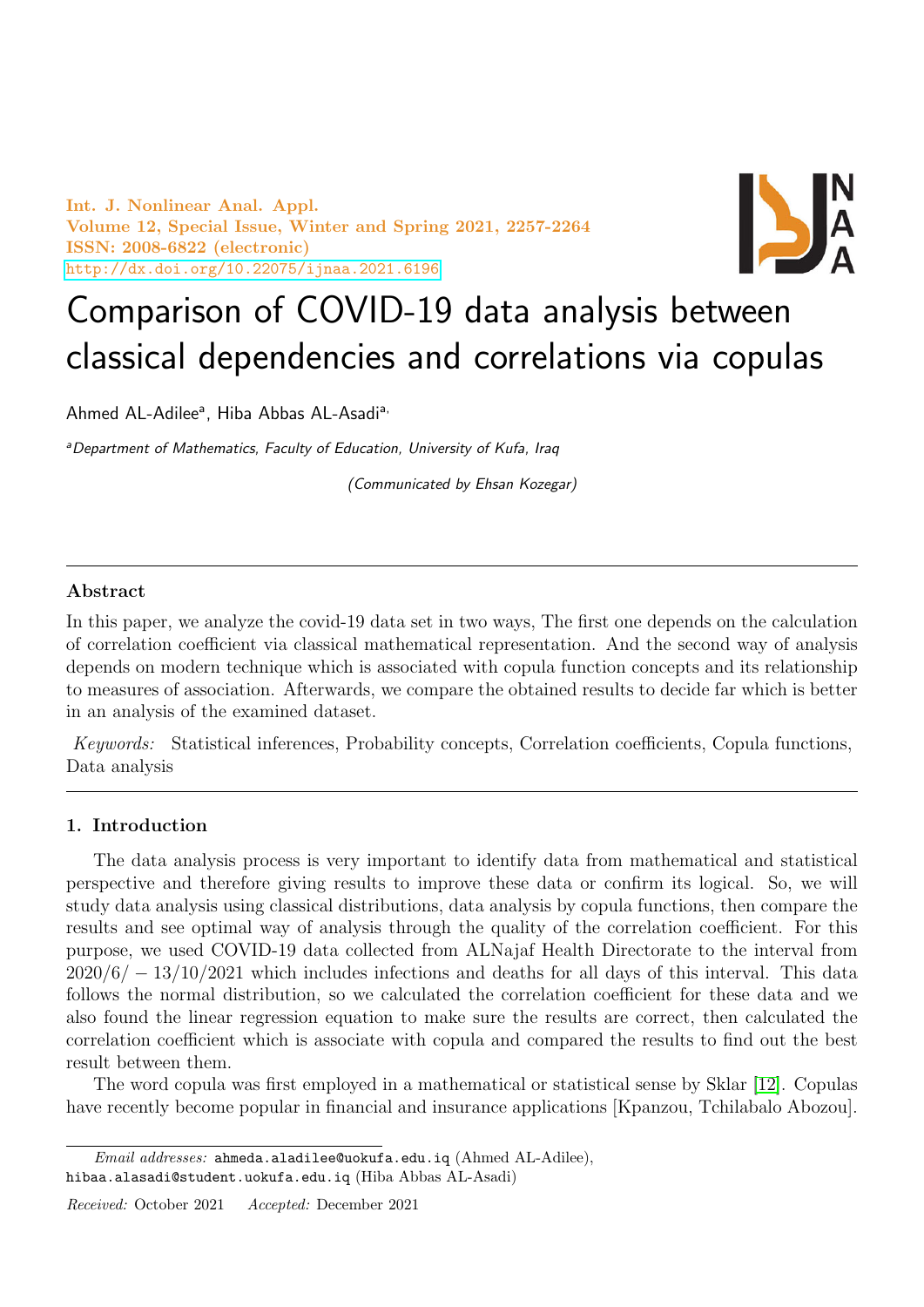Int. J. Nonlinear Anal. Appl.
Volume 12, Special Issue, Winter and Spring 2021, 2257-2264
ISSN: 2008-6822 (electronic)
http://dx.doi.org/10.22075/ijnaa.2021.6196

# Comparison of COVID-19 data analysis between classical dependencies and correlations via copulas

Ahmed AL-Adilee[a], Hiba Abbas AL-Asadi[a,]

[a]*Department of Mathematics, Faculty of Education, University of Kufa, Iraq*

*(Communicated by Ehsan Kozegar)*

## Abstract

In this paper, we analyze the covid-19 data set in two ways, The first one depends on the calculation of correlation coefficient via classical mathematical representation. And the second way of analysis depends on modern technique which is associated with copula function concepts and its relationship to measures of association. Afterwards, we compare the obtained results to decide far which is better in an analysis of the examined dataset.

*Keywords:* Statistical inferences, Probability concepts, Correlation coefficients, Copula functions, Data analysis

## 1. Introduction

The data analysis process is very important to identify data from mathematical and statistical perspective and therefore giving results to improve these data or confirm its logical. So, we will study data analysis using classical distributions, data analysis by copula functions, then compare the results and see optimal way of analysis through the quality of the correlation coefficient. For this purpose, we used COVID-19 data collected from ALNajaf Health Directorate to the interval from $2020/6/-13/10/2021$ which includes infections and deaths for all days of this interval. This data follows the normal distribution, so we calculated the correlation coefficient for these data and we also found the linear regression equation to make sure the results are correct, then calculated the correlation coefficient which is associate with copula and compared the results to find out the best result between them.

The word copula was first employed in a mathematical or statistical sense by Sklar [12]. Copulas have recently become popular in financial and insurance applications [Kpanzou, Tchilabalo Abozou].

*Email addresses:* ahmeda.aladilee@uokufa.edu.iq (Ahmed AL-Adilee), hibaa.alasadi@student.uokufa.edu.iq (Hiba Abbas AL-Asadi)

*Received:* October 2021 *Accepted:* December 2021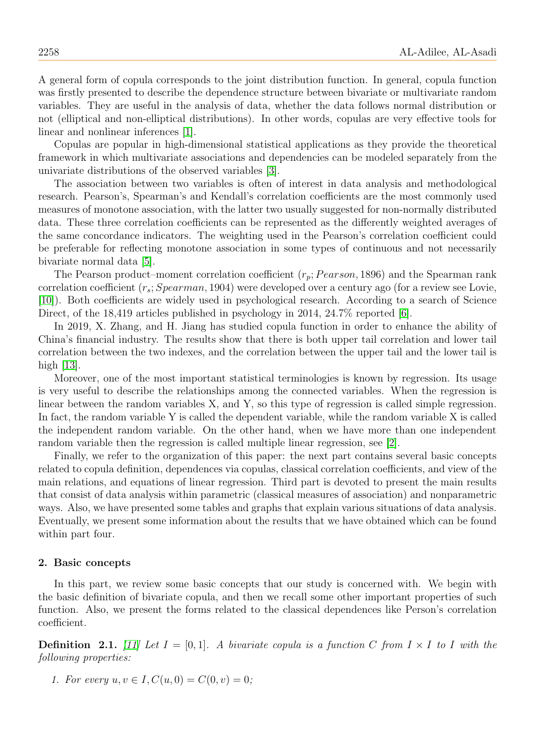A general form of copula corresponds to the joint distribution function. In general, copula function was firstly presented to describe the dependence structure between bivariate or multivariate random variables. They are useful in the analysis of data, whether the data follows normal distribution or not (elliptical and non-elliptical distributions). In other words, copulas are very effective tools for linear and nonlinear inferences [1].

Copulas are popular in high-dimensional statistical applications as they provide the theoretical framework in which multivariate associations and dependencies can be modeled separately from the univariate distributions of the observed variables [3].

The association between two variables is often of interest in data analysis and methodological research. Pearson's, Spearman's and Kendall's correlation coefficients are the most commonly used measures of monotone association, with the latter two usually suggested for non-normally distributed data. These three correlation coefficients can be represented as the differently weighted averages of the same concordance indicators. The weighting used in the Pearson's correlation coefficient could be preferable for reflecting monotone association in some types of continuous and not necessarily bivariate normal data [5].

The Pearson product–moment correlation coefficient ($r_p$; $Pearson$, 1896) and the Spearman rank correlation coefficient ($r_s$; $Spearman$, 1904) were developed over a century ago (for a review see Lovie, [10]). Both coefficients are widely used in psychological research. According to a search of Science Direct, of the 18,419 articles published in psychology in 2014, 24.7% reported [6].

In 2019, X. Zhang, and H. Jiang has studied copula function in order to enhance the ability of China's financial industry. The results show that there is both upper tail correlation and lower tail correlation between the two indexes, and the correlation between the upper tail and the lower tail is high [13].

Moreover, one of the most important statistical terminologies is known by regression. Its usage is very useful to describe the relationships among the connected variables. When the regression is linear between the random variables X, and Y, so this type of regression is called simple regression. In fact, the random variable Y is called the dependent variable, while the random variable X is called the independent random variable. On the other hand, when we have more than one independent random variable then the regression is called multiple linear regression, see [2].

Finally, we refer to the organization of this paper: the next part contains several basic concepts related to copula definition, dependences via copulas, classical correlation coefficients, and view of the main relations, and equations of linear regression. Third part is devoted to present the main results that consist of data analysis within parametric (classical measures of association) and nonparametric ways. Also, we have presented some tables and graphs that explain various situations of data analysis. Eventually, we present some information about the results that we have obtained which can be found within part four.

## 2. Basic concepts

In this part, we review some basic concepts that our study is concerned with. We begin with the basic definition of bivariate copula, and then we recall some other important properties of such function. Also, we present the forms related to the classical dependences like Person's correlation coefficient.

**Definition 2.1.** *[11] Let $I = [0, 1]$. A bivariate copula is a function $C$ from $I \times I$ to $I$ with the following properties:*

1. *For every $u, v \in I, C(u, 0) = C(0, v) = 0$;*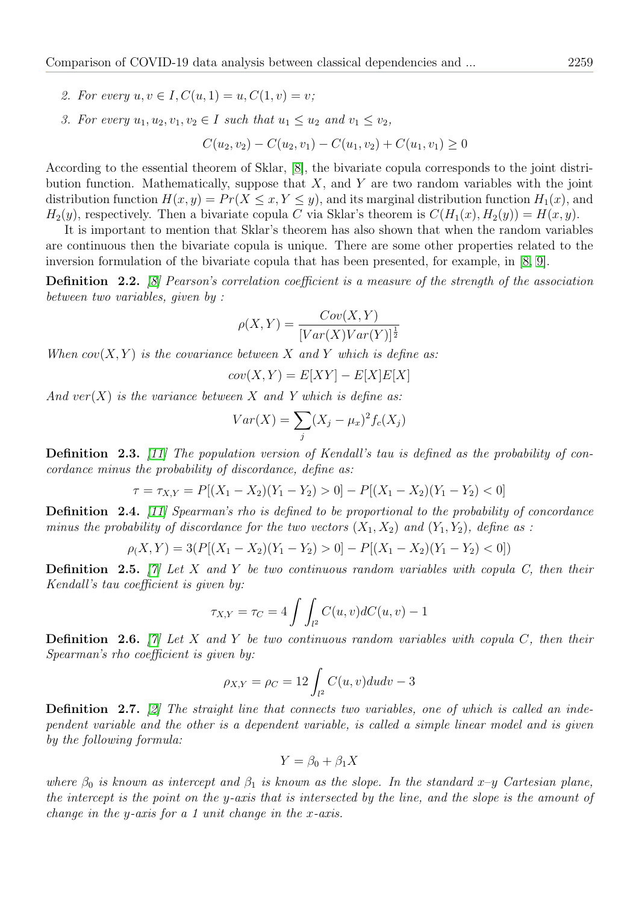2. *For every* $u, v \in I, C(u, 1) = u, C(1, v) = v;$

3. *For every* $u_1, u_2, v_1, v_2 \in I$ *such that* $u_1 \leq u_2$ *and* $v_1 \leq v_2$,

$$C(u_2, v_2) - C(u_2, v_1) - C(u_1, v_2) + C(u_1, v_1) \geq 0$$

According to the essential theorem of Sklar, [8], the bivariate copula corresponds to the joint distribution function. Mathematically, suppose that $X$, and $Y$ are two random variables with the joint distribution function $H(x, y) = Pr(X \leq x, Y \leq y)$, and its marginal distribution function $H_1(x)$, and $H_2(y)$, respectively. Then a bivariate copula $C$ via Sklar's theorem is $C(H_1(x), H_2(y)) = H(x, y)$.

It is important to mention that Sklar's theorem has also shown that when the random variables are continuous then the bivariate copula is unique. There are some other properties related to the inversion formulation of the bivariate copula that has been presented, for example, in [8, 9].

**Definition 2.2.** *[8] Pearson's correlation coefficient is a measure of the strength of the association between two variables, given by :*

$$\rho(X, Y) = \frac{Cov(X, Y)}{[Var(X)Var(Y)]^{\frac{1}{2}}}$$

*When* $cov(X, Y)$ *is the covariance between* $X$ *and* $Y$ *which is define as:*

$$cov(X, Y) = E[XY] - E[X]E[X]$$

*And* $ver(X)$ *is the variance between* $X$ *and* $Y$ *which is define as:*

$$Var(X) = \sum_j (X_j - \mu_x)^2 f_c(X_j)$$

**Definition 2.3.** *[11] The population version of Kendall's tau is defined as the probability of concordance minus the probability of discordance, define as:*

$$\tau = \tau_{X,Y} = P[(X_1 - X_2)(Y_1 - Y_2) > 0] - P[(X_1 - X_2)(Y_1 - Y_2) < 0]$$

**Definition 2.4.** *[11] Spearman's rho is defined to be proportional to the probability of concordance minus the probability of discordance for the two vectors* $(X_1, X_2)$ *and* $(Y_1, Y_2)$*, define as :*

$$\rho_(X, Y) = 3(P[(X_1 - X_2)(Y_1 - Y_2) > 0] - P[(X_1 - X_2)(Y_1 - Y_2) < 0])$$

**Definition 2.5.** *[7] Let* $X$ *and* $Y$ *be two continuous random variables with copula* $C$*, then their Kendall's tau coefficient is given by:*

$$\tau_{X,Y} = \tau_C = 4 \int \int_{l^2} C(u, v) dC(u, v) - 1$$

**Definition 2.6.** *[7] Let* $X$ *and* $Y$ *be two continuous random variables with copula* $C$*, then their Spearman's rho coefficient is given by:*

$$\rho_{X,Y} = \rho_C = 12 \int_{l^2} C(u, v) du dv - 3$$

**Definition 2.7.** *[2] The straight line that connects two variables, one of which is called an independent variable and the other is a dependent variable, is called a simple linear model and is given by the following formula:*

$$Y = \beta_0 + \beta_1 X$$

*where* $\beta_0$ *is known as intercept and* $\beta_1$ *is known as the slope. In the standard x–y Cartesian plane, the intercept is the point on the y-axis that is intersected by the line, and the slope is the amount of change in the y-axis for a 1 unit change in the x-axis.*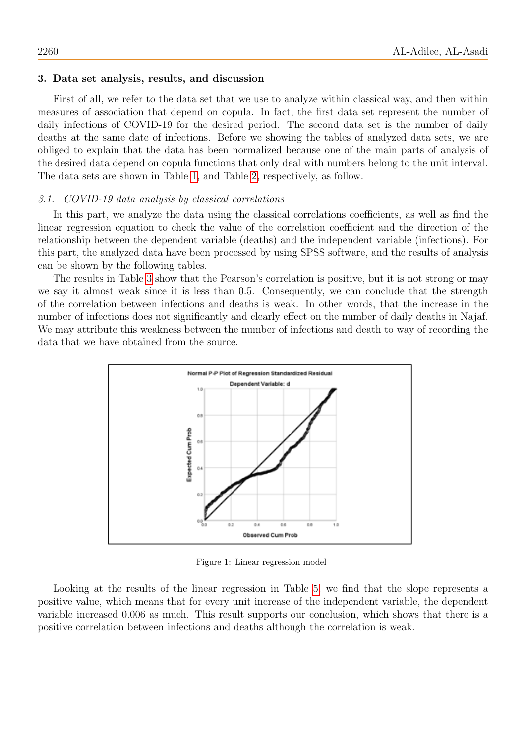## 3. Data set analysis, results, and discussion

First of all, we refer to the data set that we use to analyze within classical way, and then within measures of association that depend on copula. In fact, the first data set represent the number of daily infections of COVID-19 for the desired period. The second data set is the number of daily deaths at the same date of infections. Before we showing the tables of analyzed data sets, we are obliged to explain that the data has been normalized because one of the main parts of analysis of the desired data depend on copula functions that only deal with numbers belong to the unit interval. The data sets are shown in Table 1, and Table 2, respectively, as follow.

### *3.1. COVID-19 data analysis by classical correlations*

In this part, we analyze the data using the classical correlations coefficients, as well as find the linear regression equation to check the value of the correlation coefficient and the direction of the relationship between the dependent variable (deaths) and the independent variable (infections). For this part, the analyzed data have been processed by using SPSS software, and the results of analysis can be shown by the following tables.

The results in Table 3 show that the Pearson's correlation is positive, but it is not strong or may we say it almost weak since it is less than 0.5. Consequently, we can conclude that the strength of the correlation between infections and deaths is weak. In other words, that the increase in the number of infections does not significantly and clearly effect on the number of daily deaths in Najaf. We may attribute this weakness between the number of infections and death to way of recording the data that we have obtained from the source.

Figure 1: Linear regression model

Looking at the results of the linear regression in Table 5, we find that the slope represents a positive value, which means that for every unit increase of the independent variable, the dependent variable increased 0.006 as much. This result supports our conclusion, which shows that there is a positive correlation between infections and deaths although the correlation is weak.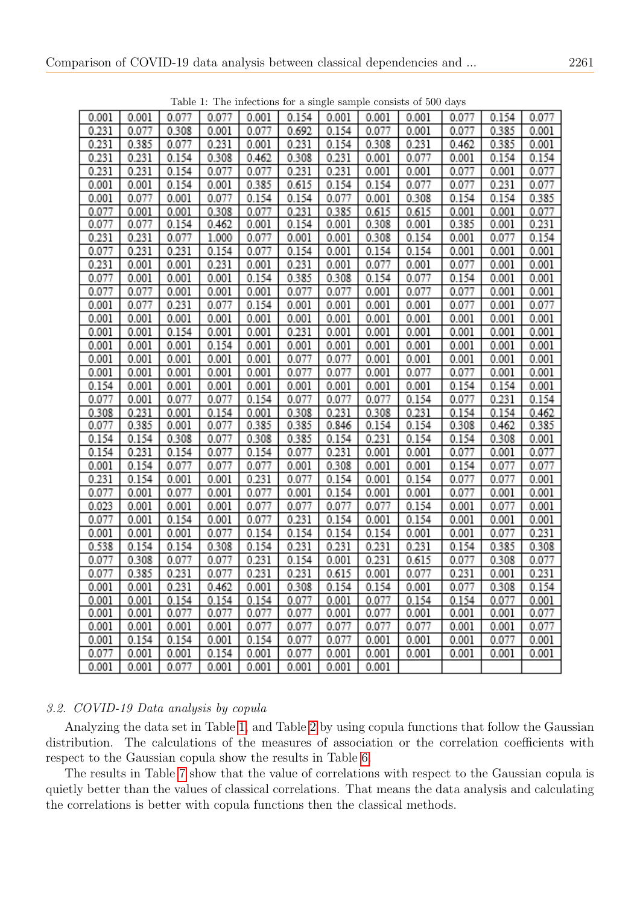Table 1: The infections for a single sample consists of 500 days

| | | | | | | | | | | | |
|---|---|---|---|---|---|---|---|---|---|---|---|
| 0.001 | 0.001 | 0.077 | 0.077 | 0.001 | 0.154 | 0.001 | 0.001 | 0.001 | 0.077 | 0.154 | 0.077 |
| 0.231 | 0.077 | 0.308 | 0.001 | 0.077 | 0.692 | 0.154 | 0.077 | 0.001 | 0.077 | 0.385 | 0.001 |
| 0.231 | 0.385 | 0.077 | 0.231 | 0.001 | 0.231 | 0.154 | 0.308 | 0.231 | 0.462 | 0.385 | 0.001 |
| 0.231 | 0.231 | 0.154 | 0.308 | 0.462 | 0.308 | 0.231 | 0.001 | 0.077 | 0.001 | 0.154 | 0.154 |
| 0.231 | 0.231 | 0.154 | 0.077 | 0.077 | 0.231 | 0.231 | 0.001 | 0.001 | 0.077 | 0.001 | 0.077 |
| 0.001 | 0.001 | 0.154 | 0.001 | 0.385 | 0.615 | 0.154 | 0.154 | 0.077 | 0.077 | 0.231 | 0.077 |
| 0.001 | 0.077 | 0.001 | 0.077 | 0.154 | 0.154 | 0.077 | 0.001 | 0.308 | 0.154 | 0.154 | 0.385 |
| 0.077 | 0.001 | 0.001 | 0.308 | 0.077 | 0.231 | 0.385 | 0.615 | 0.615 | 0.001 | 0.001 | 0.077 |
| 0.077 | 0.077 | 0.154 | 0.462 | 0.001 | 0.154 | 0.001 | 0.308 | 0.001 | 0.385 | 0.001 | 0.231 |
| 0.231 | 0.231 | 0.077 | 1.000 | 0.077 | 0.001 | 0.001 | 0.308 | 0.154 | 0.001 | 0.077 | 0.154 |
| 0.077 | 0.231 | 0.231 | 0.154 | 0.077 | 0.154 | 0.001 | 0.154 | 0.154 | 0.001 | 0.001 | 0.001 |
| 0.231 | 0.001 | 0.001 | 0.231 | 0.001 | 0.231 | 0.001 | 0.077 | 0.001 | 0.077 | 0.001 | 0.001 |
| 0.077 | 0.001 | 0.001 | 0.001 | 0.154 | 0.385 | 0.308 | 0.154 | 0.077 | 0.154 | 0.001 | 0.001 |
| 0.077 | 0.077 | 0.001 | 0.001 | 0.001 | 0.077 | 0.077 | 0.001 | 0.077 | 0.077 | 0.001 | 0.001 |
| 0.001 | 0.077 | 0.231 | 0.077 | 0.154 | 0.001 | 0.001 | 0.001 | 0.001 | 0.077 | 0.001 | 0.077 |
| 0.001 | 0.001 | 0.001 | 0.001 | 0.001 | 0.001 | 0.001 | 0.001 | 0.001 | 0.001 | 0.001 | 0.001 |
| 0.001 | 0.001 | 0.154 | 0.001 | 0.001 | 0.231 | 0.001 | 0.001 | 0.001 | 0.001 | 0.001 | 0.001 |
| 0.001 | 0.001 | 0.001 | 0.154 | 0.001 | 0.001 | 0.001 | 0.001 | 0.001 | 0.001 | 0.001 | 0.001 |
| 0.001 | 0.001 | 0.001 | 0.001 | 0.001 | 0.077 | 0.077 | 0.001 | 0.001 | 0.001 | 0.001 | 0.001 |
| 0.001 | 0.001 | 0.001 | 0.001 | 0.001 | 0.077 | 0.077 | 0.001 | 0.077 | 0.077 | 0.001 | 0.001 |
| 0.154 | 0.001 | 0.001 | 0.001 | 0.001 | 0.001 | 0.001 | 0.001 | 0.001 | 0.154 | 0.154 | 0.001 |
| 0.077 | 0.001 | 0.077 | 0.077 | 0.154 | 0.077 | 0.077 | 0.077 | 0.154 | 0.077 | 0.231 | 0.154 |
| 0.308 | 0.231 | 0.001 | 0.154 | 0.001 | 0.308 | 0.231 | 0.308 | 0.231 | 0.154 | 0.154 | 0.462 |
| 0.077 | 0.385 | 0.001 | 0.077 | 0.385 | 0.385 | 0.846 | 0.154 | 0.154 | 0.308 | 0.462 | 0.385 |
| 0.154 | 0.154 | 0.308 | 0.077 | 0.308 | 0.385 | 0.154 | 0.231 | 0.154 | 0.154 | 0.308 | 0.001 |
| 0.154 | 0.231 | 0.154 | 0.077 | 0.154 | 0.077 | 0.231 | 0.001 | 0.001 | 0.077 | 0.001 | 0.077 |
| 0.001 | 0.154 | 0.077 | 0.077 | 0.077 | 0.001 | 0.308 | 0.001 | 0.001 | 0.154 | 0.077 | 0.077 |
| 0.231 | 0.154 | 0.001 | 0.001 | 0.231 | 0.077 | 0.154 | 0.001 | 0.154 | 0.077 | 0.077 | 0.001 |
| 0.077 | 0.001 | 0.077 | 0.001 | 0.077 | 0.001 | 0.154 | 0.001 | 0.001 | 0.077 | 0.001 | 0.001 |
| 0.023 | 0.001 | 0.001 | 0.001 | 0.077 | 0.077 | 0.077 | 0.077 | 0.154 | 0.001 | 0.077 | 0.001 |
| 0.077 | 0.001 | 0.154 | 0.001 | 0.077 | 0.231 | 0.154 | 0.001 | 0.154 | 0.001 | 0.001 | 0.001 |
| 0.001 | 0.001 | 0.001 | 0.077 | 0.154 | 0.154 | 0.154 | 0.154 | 0.001 | 0.001 | 0.077 | 0.231 |
| 0.538 | 0.154 | 0.154 | 0.308 | 0.154 | 0.231 | 0.231 | 0.231 | 0.231 | 0.154 | 0.385 | 0.308 |
| 0.077 | 0.308 | 0.077 | 0.077 | 0.231 | 0.154 | 0.001 | 0.231 | 0.615 | 0.077 | 0.308 | 0.077 |
| 0.077 | 0.385 | 0.231 | 0.077 | 0.231 | 0.231 | 0.615 | 0.001 | 0.077 | 0.231 | 0.001 | 0.231 |
| 0.001 | 0.001 | 0.231 | 0.462 | 0.001 | 0.308 | 0.154 | 0.154 | 0.001 | 0.077 | 0.308 | 0.154 |
| 0.001 | 0.001 | 0.154 | 0.154 | 0.154 | 0.077 | 0.001 | 0.077 | 0.154 | 0.154 | 0.077 | 0.001 |
| 0.001 | 0.001 | 0.077 | 0.077 | 0.077 | 0.077 | 0.001 | 0.077 | 0.001 | 0.001 | 0.001 | 0.077 |
| 0.001 | 0.001 | 0.001 | 0.001 | 0.077 | 0.077 | 0.077 | 0.077 | 0.077 | 0.001 | 0.001 | 0.077 |
| 0.001 | 0.154 | 0.154 | 0.001 | 0.154 | 0.077 | 0.077 | 0.001 | 0.001 | 0.001 | 0.077 | 0.001 |
| 0.077 | 0.001 | 0.001 | 0.154 | 0.001 | 0.077 | 0.001 | 0.001 | 0.001 | 0.001 | 0.001 | 0.001 |
| 0.001 | 0.001 | 0.077 | 0.001 | 0.001 | 0.001 | 0.001 | 0.001 | | | | |

### *3.2. COVID-19 Data analysis by copula*

Analyzing the data set in Table 1, and Table 2 by using copula functions that follow the Gaussian distribution. The calculations of the measures of association or the correlation coefficients with respect to the Gaussian copula show the results in Table 6.

The results in Table 7 show that the value of correlations with respect to the Gaussian copula is quietly better than the values of classical correlations. That means the data analysis and calculating the correlations is better with copula functions then the classical methods.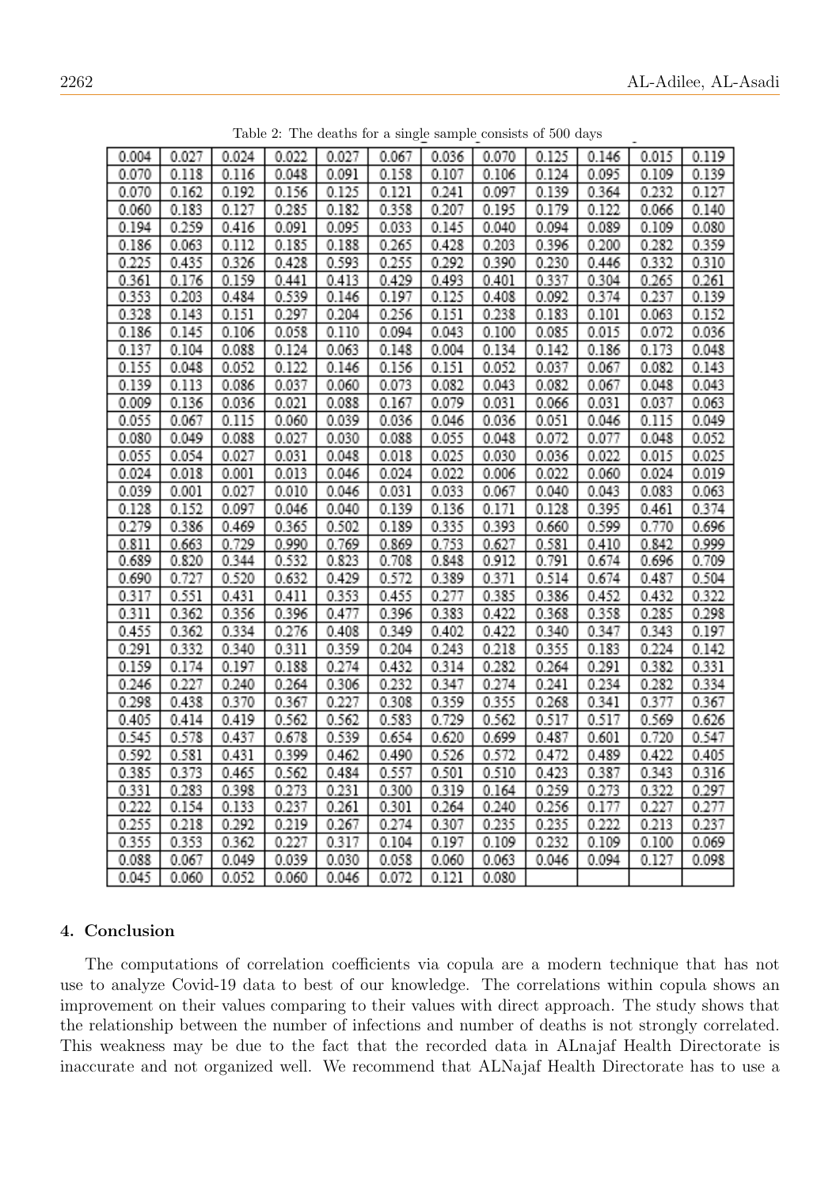Table 2: The deaths for a single sample consists of 500 days

| | | | | | | | | | | | |
|---|---|---|---|---|---|---|---|---|---|---|---|
| 0.004 | 0.027 | 0.024 | 0.022 | 0.027 | 0.067 | 0.036 | 0.070 | 0.125 | 0.146 | 0.015 | 0.119 |
| 0.070 | 0.118 | 0.116 | 0.048 | 0.091 | 0.158 | 0.107 | 0.106 | 0.124 | 0.095 | 0.109 | 0.139 |
| 0.070 | 0.162 | 0.192 | 0.156 | 0.125 | 0.121 | 0.241 | 0.097 | 0.139 | 0.364 | 0.232 | 0.127 |
| 0.060 | 0.183 | 0.127 | 0.285 | 0.182 | 0.358 | 0.207 | 0.195 | 0.179 | 0.122 | 0.066 | 0.140 |
| 0.194 | 0.259 | 0.416 | 0.091 | 0.095 | 0.033 | 0.145 | 0.040 | 0.094 | 0.089 | 0.109 | 0.080 |
| 0.186 | 0.063 | 0.112 | 0.185 | 0.188 | 0.265 | 0.428 | 0.203 | 0.396 | 0.200 | 0.282 | 0.359 |
| 0.225 | 0.435 | 0.326 | 0.428 | 0.593 | 0.255 | 0.292 | 0.390 | 0.230 | 0.446 | 0.332 | 0.310 |
| 0.361 | 0.176 | 0.159 | 0.441 | 0.413 | 0.429 | 0.493 | 0.401 | 0.337 | 0.304 | 0.265 | 0.261 |
| 0.353 | 0.203 | 0.484 | 0.539 | 0.146 | 0.197 | 0.125 | 0.408 | 0.092 | 0.374 | 0.237 | 0.139 |
| 0.328 | 0.143 | 0.151 | 0.297 | 0.204 | 0.256 | 0.151 | 0.238 | 0.183 | 0.101 | 0.063 | 0.152 |
| 0.186 | 0.145 | 0.106 | 0.058 | 0.110 | 0.094 | 0.043 | 0.100 | 0.085 | 0.015 | 0.072 | 0.036 |
| 0.137 | 0.104 | 0.088 | 0.124 | 0.063 | 0.148 | 0.004 | 0.134 | 0.142 | 0.186 | 0.173 | 0.048 |
| 0.155 | 0.048 | 0.052 | 0.122 | 0.146 | 0.156 | 0.151 | 0.052 | 0.037 | 0.067 | 0.082 | 0.143 |
| 0.139 | 0.113 | 0.086 | 0.037 | 0.060 | 0.073 | 0.082 | 0.043 | 0.082 | 0.067 | 0.048 | 0.043 |
| 0.009 | 0.136 | 0.036 | 0.021 | 0.088 | 0.167 | 0.079 | 0.031 | 0.066 | 0.031 | 0.037 | 0.063 |
| 0.055 | 0.067 | 0.115 | 0.060 | 0.039 | 0.036 | 0.046 | 0.036 | 0.051 | 0.046 | 0.115 | 0.049 |
| 0.080 | 0.049 | 0.088 | 0.027 | 0.030 | 0.088 | 0.055 | 0.048 | 0.072 | 0.077 | 0.048 | 0.052 |
| 0.055 | 0.054 | 0.027 | 0.031 | 0.048 | 0.018 | 0.025 | 0.030 | 0.036 | 0.022 | 0.015 | 0.025 |
| 0.024 | 0.018 | 0.001 | 0.013 | 0.046 | 0.024 | 0.022 | 0.006 | 0.022 | 0.060 | 0.024 | 0.019 |
| 0.039 | 0.001 | 0.027 | 0.010 | 0.046 | 0.031 | 0.033 | 0.067 | 0.040 | 0.043 | 0.083 | 0.063 |
| 0.128 | 0.152 | 0.097 | 0.046 | 0.040 | 0.139 | 0.136 | 0.171 | 0.128 | 0.395 | 0.461 | 0.374 |
| 0.279 | 0.386 | 0.469 | 0.365 | 0.502 | 0.189 | 0.335 | 0.393 | 0.660 | 0.599 | 0.770 | 0.696 |
| 0.811 | 0.663 | 0.729 | 0.990 | 0.769 | 0.869 | 0.753 | 0.627 | 0.581 | 0.410 | 0.842 | 0.999 |
| 0.689 | 0.820 | 0.344 | 0.532 | 0.823 | 0.708 | 0.848 | 0.912 | 0.791 | 0.674 | 0.696 | 0.709 |
| 0.690 | 0.727 | 0.520 | 0.632 | 0.429 | 0.572 | 0.389 | 0.371 | 0.514 | 0.674 | 0.487 | 0.504 |
| 0.317 | 0.551 | 0.431 | 0.411 | 0.353 | 0.455 | 0.277 | 0.385 | 0.386 | 0.452 | 0.432 | 0.322 |
| 0.311 | 0.362 | 0.356 | 0.396 | 0.477 | 0.396 | 0.383 | 0.422 | 0.368 | 0.358 | 0.285 | 0.298 |
| 0.455 | 0.362 | 0.334 | 0.276 | 0.408 | 0.349 | 0.402 | 0.422 | 0.340 | 0.347 | 0.343 | 0.197 |
| 0.291 | 0.332 | 0.340 | 0.311 | 0.359 | 0.204 | 0.243 | 0.218 | 0.355 | 0.183 | 0.224 | 0.142 |
| 0.159 | 0.174 | 0.197 | 0.188 | 0.274 | 0.432 | 0.314 | 0.282 | 0.264 | 0.291 | 0.382 | 0.331 |
| 0.246 | 0.227 | 0.240 | 0.264 | 0.306 | 0.232 | 0.347 | 0.274 | 0.241 | 0.234 | 0.282 | 0.334 |
| 0.298 | 0.438 | 0.370 | 0.367 | 0.227 | 0.308 | 0.359 | 0.355 | 0.268 | 0.341 | 0.377 | 0.367 |
| 0.405 | 0.414 | 0.419 | 0.562 | 0.562 | 0.583 | 0.729 | 0.562 | 0.517 | 0.517 | 0.569 | 0.626 |
| 0.545 | 0.578 | 0.437 | 0.678 | 0.539 | 0.654 | 0.620 | 0.699 | 0.487 | 0.601 | 0.720 | 0.547 |
| 0.592 | 0.581 | 0.431 | 0.399 | 0.462 | 0.490 | 0.526 | 0.572 | 0.472 | 0.489 | 0.422 | 0.405 |
| 0.385 | 0.373 | 0.465 | 0.562 | 0.484 | 0.557 | 0.501 | 0.510 | 0.423 | 0.387 | 0.343 | 0.316 |
| 0.331 | 0.283 | 0.398 | 0.273 | 0.231 | 0.300 | 0.319 | 0.164 | 0.259 | 0.273 | 0.322 | 0.297 |
| 0.222 | 0.154 | 0.133 | 0.237 | 0.261 | 0.301 | 0.264 | 0.240 | 0.256 | 0.177 | 0.227 | 0.277 |
| 0.255 | 0.218 | 0.292 | 0.219 | 0.267 | 0.274 | 0.307 | 0.235 | 0.235 | 0.222 | 0.213 | 0.237 |
| 0.355 | 0.353 | 0.362 | 0.227 | 0.317 | 0.104 | 0.197 | 0.109 | 0.232 | 0.109 | 0.100 | 0.069 |
| 0.088 | 0.067 | 0.049 | 0.039 | 0.030 | 0.058 | 0.060 | 0.063 | 0.046 | 0.094 | 0.127 | 0.098 |
| 0.045 | 0.060 | 0.052 | 0.060 | 0.046 | 0.072 | 0.121 | 0.080 | | | | |

## 4. Conclusion

The computations of correlation coefficients via copula are a modern technique that has not use to analyze Covid-19 data to best of our knowledge. The correlations within copula shows an improvement on their values comparing to their values with direct approach. The study shows that the relationship between the number of infections and number of deaths is not strongly correlated. This weakness may be due to the fact that the recorded data in ALnajaf Health Directorate is inaccurate and not organized well. We recommend that ALNajaf Health Directorate has to use a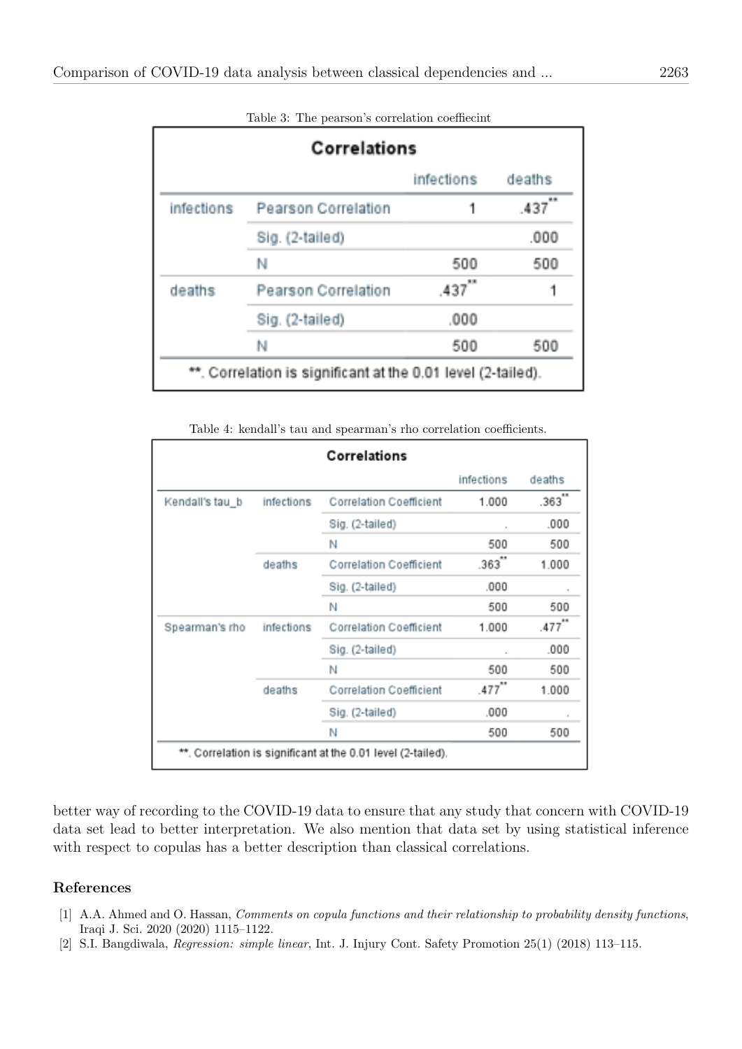Table 3: The pearson's correlation coeffiecint

| Correlations | | | |
|---|---|---|---|
| | | infections | deaths |
| infections | Pearson Correlation | 1 | .437** |
| | Sig. (2-tailed) | | .000 |
| | N | 500 | 500 |
| deaths | Pearson Correlation | .437** | 1 |
| | Sig. (2-tailed) | .000 | |
| | N | 500 | 500 |

**. Correlation is significant at the 0.01 level (2-tailed).

Table 4: kendall's tau and spearman's rho correlation coefficients.

| Correlations | | | | |
|---|---|---|---|---|
| | | | infections | deaths |
| Kendall's tau_b | infections | Correlation Coefficient | 1.000 | .363** |
| | | Sig. (2-tailed) | . | .000 |
| | | N | 500 | 500 |
| | deaths | Correlation Coefficient | .363** | 1.000 |
| | | Sig. (2-tailed) | .000 | . |
| | | N | 500 | 500 |
| Spearman's rho | infections | Correlation Coefficient | 1.000 | .477** |
| | | Sig. (2-tailed) | . | .000 |
| | | N | 500 | 500 |
| | deaths | Correlation Coefficient | .477** | 1.000 |
| | | Sig. (2-tailed) | .000 | . |
| | | N | 500 | 500 |

**. Correlation is significant at the 0.01 level (2-tailed).

better way of recording to the COVID-19 data to ensure that any study that concern with COVID-19 data set lead to better interpretation. We also mention that data set by using statistical inference with respect to copulas has a better description than classical correlations.

## References

[1] A.A. Ahmed and O. Hassan, *Comments on copula functions and their relationship to probability density functions*, Iraqi J. Sci. 2020 (2020) 1115–1122.

[2] S.I. Bangdiwala, *Regression: simple linear*, Int. J. Injury Cont. Safety Promotion 25(1) (2018) 113–115.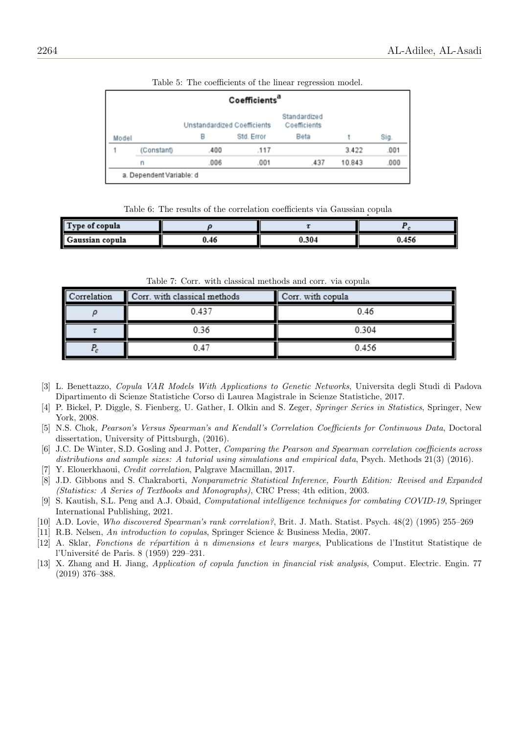Table 5: The coefficients of the linear regression model.

| Coefficients[a] | | | | | | |
|---|---|---|---|---|---|---|
| Model | | Unstandardized Coefficients B | Unstandardized Coefficients Std. Error | Standardized Coefficients Beta | t | Sig. |
| 1 | (Constant) | .400 | .117 | | 3.422 | .001 |
| | n | .006 | .001 | .437 | 10.843 | .000 |

a. Dependent Variable: d

Table 6: The results of the correlation coefficients via Gaussian copula

| Type of copula | $\rho$ | $\tau$ | $P_c$ |
|---|---|---|---|
| **Gaussian copula** | **0.46** | **0.304** | **0.456** |

Table 7: Corr. with classical methods and corr. via copula

| Correlation | Corr. with classical methods | Corr. with copula |
|---|---|---|
| $\rho$ | 0.437 | 0.46 |
| $\tau$ | 0.36 | 0.304 |
| $P_c$ | 0.47 | 0.456 |

[3] L. Benettazzo, *Copula VAR Models With Applications to Genetic Networks*, Universita degli Studi di Padova Dipartimento di Scienze Statistiche Corso di Laurea Magistrale in Scienze Statistiche, 2017.

[4] P. Bickel, P. Diggle, S. Fienberg, U. Gather, I. Olkin and S. Zeger, *Springer Series in Statistics*, Springer, New York, 2008.

[5] N.S. Chok, *Pearson's Versus Spearman's and Kendall's Correlation Coefficients for Continuous Data*, Doctoral dissertation, University of Pittsburgh, (2016).

[6] J.C. De Winter, S.D. Gosling and J. Potter, *Comparing the Pearson and Spearman correlation coefficients across distributions and sample sizes: A tutorial using simulations and empirical data*, Psych. Methods 21(3) (2016).

[7] Y. Elouerkhaoui, *Credit correlation*, Palgrave Macmillan, 2017.

[8] J.D. Gibbons and S. Chakraborti, *Nonparametric Statistical Inference, Fourth Edition: Revised and Expanded (Statistics: A Series of Textbooks and Monographs)*, CRC Press; 4th edition, 2003.

[9] S. Kautish, S.L. Peng and A.J. Obaid, *Computational intelligence techniques for combating COVID-19*, Springer International Publishing, 2021.

[10] A.D. Lovie, *Who discovered Spearman's rank correlation?*, Brit. J. Math. Statist. Psych. 48(2) (1995) 255–269

[11] R.B. Nelsen, *An introduction to copulas*, Springer Science & Business Media, 2007.

[12] A. Sklar, *Fonctions de répartition à n dimensions et leurs marges*, Publications de l'Institut Statistique de l'Université de Paris. 8 (1959) 229–231.

[13] X. Zhang and H. Jiang, *Application of copula function in financial risk analysis*, Comput. Electric. Engin. 77 (2019) 376–388.